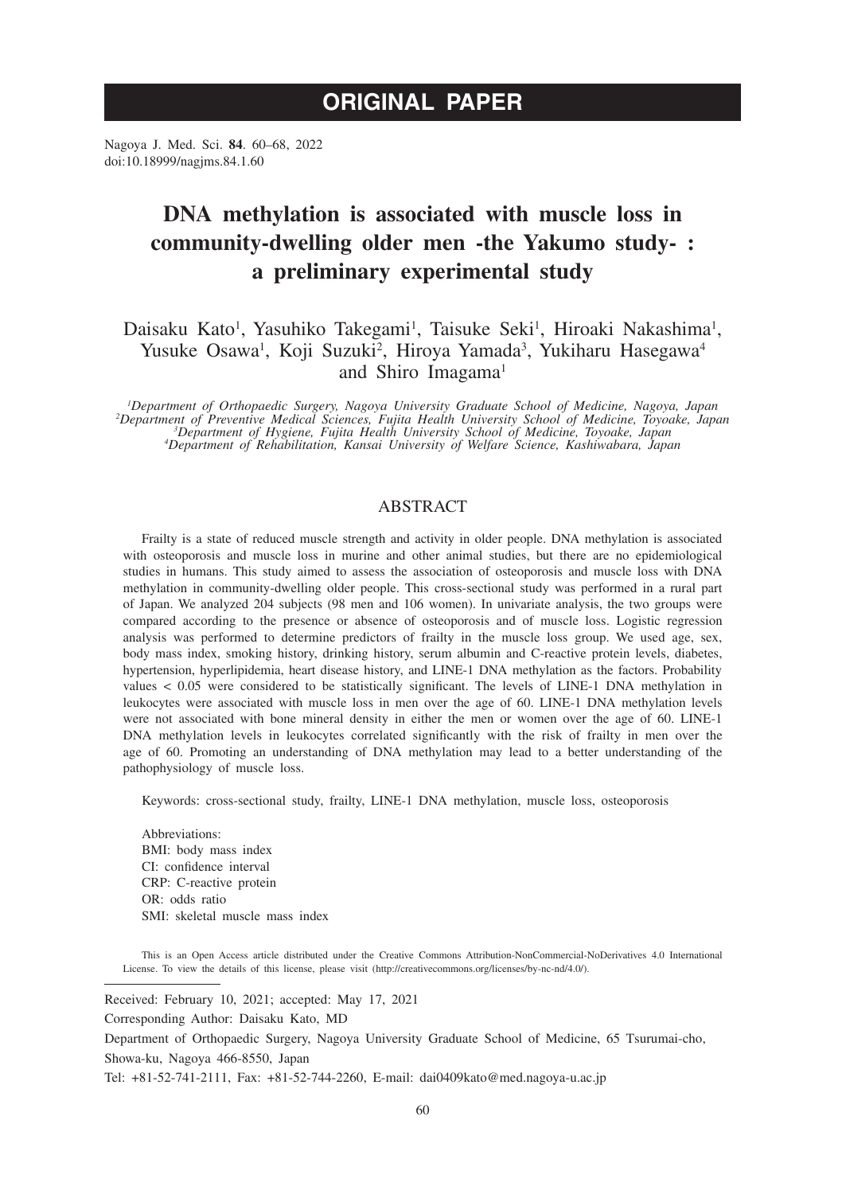# ORIGINAL PAPER

Nagoya J. Med. Sci. **84**. 60–68, 2022
doi:10.18999/nagjms.84.1.60

# DNA methylation is associated with muscle loss in community-dwelling older men -the Yakumo study- : a preliminary experimental study

Daisaku Kato[1], Yasuhiko Takegami[1], Taisuke Seki[1], Hiroaki Nakashima[1], Yusuke Osawa[1], Koji Suzuki[2], Hiroya Yamada[3], Yukiharu Hasegawa[4] and Shiro Imagama[1]

*[1]Department of Orthopaedic Surgery, Nagoya University Graduate School of Medicine, Nagoya, Japan*
*[2]Department of Preventive Medical Sciences, Fujita Health University School of Medicine, Toyoake, Japan*
*[3]Department of Hygiene, Fujita Health University School of Medicine, Toyoake, Japan*
*[4]Department of Rehabilitation, Kansai University of Welfare Science, Kashiwabara, Japan*

## ABSTRACT

Frailty is a state of reduced muscle strength and activity in older people. DNA methylation is associated with osteoporosis and muscle loss in murine and other animal studies, but there are no epidemiological studies in humans. This study aimed to assess the association of osteoporosis and muscle loss with DNA methylation in community-dwelling older people. This cross-sectional study was performed in a rural part of Japan. We analyzed 204 subjects (98 men and 106 women). In univariate analysis, the two groups were compared according to the presence or absence of osteoporosis and of muscle loss. Logistic regression analysis was performed to determine predictors of frailty in the muscle loss group. We used age, sex, body mass index, smoking history, drinking history, serum albumin and C-reactive protein levels, diabetes, hypertension, hyperlipidemia, heart disease history, and LINE-1 DNA methylation as the factors. Probability values < 0.05 were considered to be statistically significant. The levels of LINE-1 DNA methylation in leukocytes were associated with muscle loss in men over the age of 60. LINE-1 DNA methylation levels were not associated with bone mineral density in either the men or women over the age of 60. LINE-1 DNA methylation levels in leukocytes correlated significantly with the risk of frailty in men over the age of 60. Promoting an understanding of DNA methylation may lead to a better understanding of the pathophysiology of muscle loss.

Keywords: cross-sectional study, frailty, LINE-1 DNA methylation, muscle loss, osteoporosis

Abbreviations:
BMI: body mass index
CI: confidence interval
CRP: C-reactive protein
OR: odds ratio
SMI: skeletal muscle mass index

This is an Open Access article distributed under the Creative Commons Attribution-NonCommercial-NoDerivatives 4.0 International License. To view the details of this license, please visit (http://creativecommons.org/licenses/by-nc-nd/4.0/).

Received: February 10, 2021; accepted: May 17, 2021
Corresponding Author: Daisaku Kato, MD
Department of Orthopaedic Surgery, Nagoya University Graduate School of Medicine, 65 Tsurumai-cho, Showa-ku, Nagoya 466-8550, Japan
Tel: +81-52-741-2111, Fax: +81-52-744-2260, E-mail: dai0409kato@med.nagoya-u.ac.jp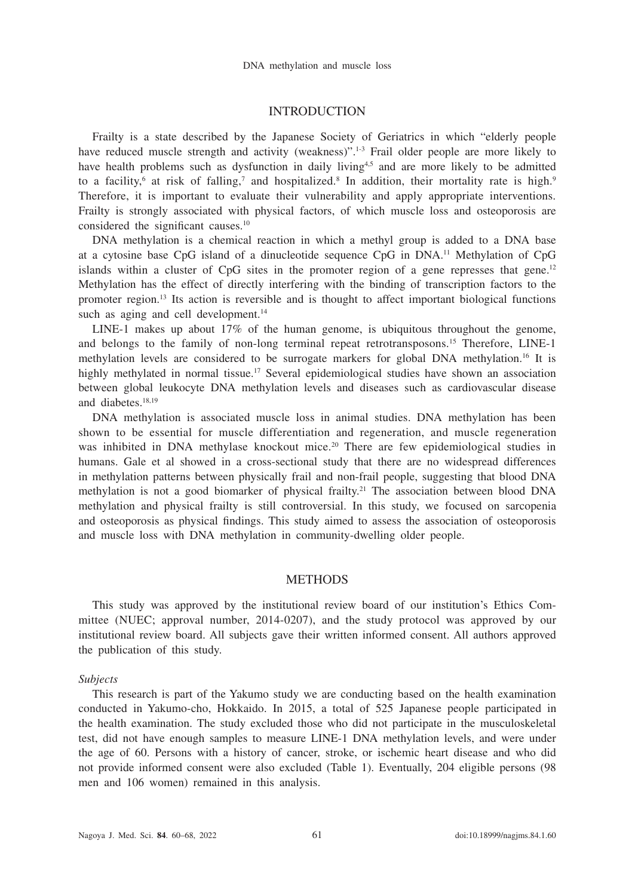## INTRODUCTION

Frailty is a state described by the Japanese Society of Geriatrics in which "elderly people have reduced muscle strength and activity (weakness)".[1-3] Frail older people are more likely to have health problems such as dysfunction in daily living[4,5] and are more likely to be admitted to a facility,[6] at risk of falling,[7] and hospitalized.[8] In addition, their mortality rate is high.[9] Therefore, it is important to evaluate their vulnerability and apply appropriate interventions. Frailty is strongly associated with physical factors, of which muscle loss and osteoporosis are considered the significant causes.[10]

DNA methylation is a chemical reaction in which a methyl group is added to a DNA base at a cytosine base CpG island of a dinucleotide sequence CpG in DNA.[11] Methylation of CpG islands within a cluster of CpG sites in the promoter region of a gene represses that gene.[12] Methylation has the effect of directly interfering with the binding of transcription factors to the promoter region.[13] Its action is reversible and is thought to affect important biological functions such as aging and cell development.[14]

LINE-1 makes up about 17% of the human genome, is ubiquitous throughout the genome, and belongs to the family of non-long terminal repeat retrotransposons.[15] Therefore, LINE-1 methylation levels are considered to be surrogate markers for global DNA methylation.[16] It is highly methylated in normal tissue.[17] Several epidemiological studies have shown an association between global leukocyte DNA methylation levels and diseases such as cardiovascular disease and diabetes.[18,19]

DNA methylation is associated muscle loss in animal studies. DNA methylation has been shown to be essential for muscle differentiation and regeneration, and muscle regeneration was inhibited in DNA methylase knockout mice.[20] There are few epidemiological studies in humans. Gale et al showed in a cross-sectional study that there are no widespread differences in methylation patterns between physically frail and non-frail people, suggesting that blood DNA methylation is not a good biomarker of physical frailty.[21] The association between blood DNA methylation and physical frailty is still controversial. In this study, we focused on sarcopenia and osteoporosis as physical findings. This study aimed to assess the association of osteoporosis and muscle loss with DNA methylation in community-dwelling older people.

## METHODS

This study was approved by the institutional review board of our institution's Ethics Committee (NUEC; approval number, 2014-0207), and the study protocol was approved by our institutional review board. All subjects gave their written informed consent. All authors approved the publication of this study.

### *Subjects*

This research is part of the Yakumo study we are conducting based on the health examination conducted in Yakumo-cho, Hokkaido. In 2015, a total of 525 Japanese people participated in the health examination. The study excluded those who did not participate in the musculoskeletal test, did not have enough samples to measure LINE-1 DNA methylation levels, and were under the age of 60. Persons with a history of cancer, stroke, or ischemic heart disease and who did not provide informed consent were also excluded (Table 1). Eventually, 204 eligible persons (98 men and 106 women) remained in this analysis.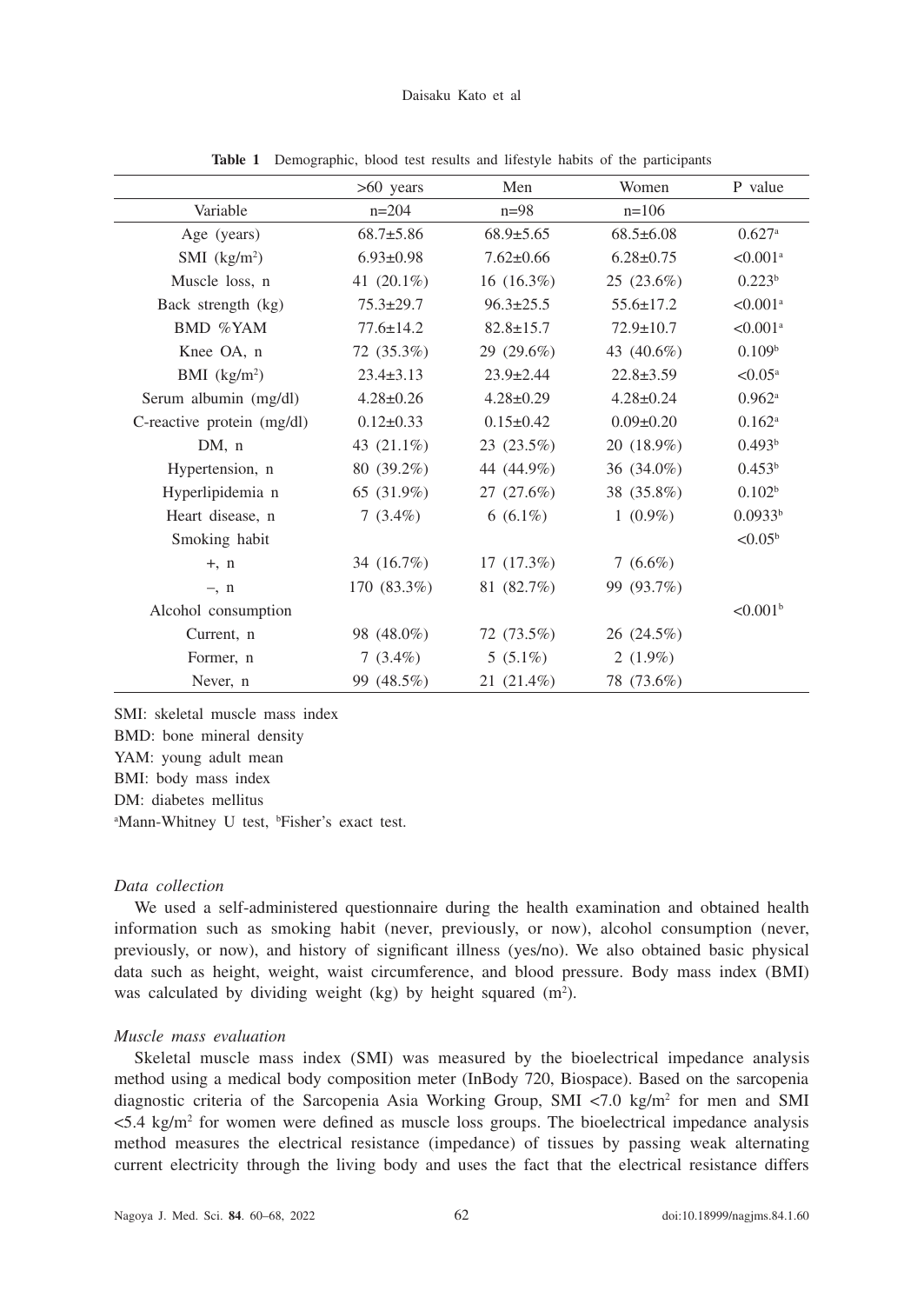**Table 1** Demographic, blood test results and lifestyle habits of the participants

| | >60 years | Men | Women | P value |
|---|---|---|---|---|
| Variable | n=204 | n=98 | n=106 | |
| Age (years) | 68.7±5.86 | 68.9±5.65 | 68.5±6.08 | 0.627[a] |
| SMI (kg/m$^2$) | 6.93±0.98 | 7.62±0.66 | 6.28±0.75 | <0.001[a] |
| Muscle loss, n | 41 (20.1%) | 16 (16.3%) | 25 (23.6%) | 0.223[b] |
| Back strength (kg) | 75.3±29.7 | 96.3±25.5 | 55.6±17.2 | <0.001[a] |
| BMD %YAM | 77.6±14.2 | 82.8±15.7 | 72.9±10.7 | <0.001[a] |
| Knee OA, n | 72 (35.3%) | 29 (29.6%) | 43 (40.6%) | 0.109[b] |
| BMI (kg/m$^2$) | 23.4±3.13 | 23.9±2.44 | 22.8±3.59 | <0.05[a] |
| Serum albumin (mg/dl) | 4.28±0.26 | 4.28±0.29 | 4.28±0.24 | 0.962[a] |
| C-reactive protein (mg/dl) | 0.12±0.33 | 0.15±0.42 | 0.09±0.20 | 0.162[a] |
| DM, n | 43 (21.1%) | 23 (23.5%) | 20 (18.9%) | 0.493[b] |
| Hypertension, n | 80 (39.2%) | 44 (44.9%) | 36 (34.0%) | 0.453[b] |
| Hyperlipidemia n | 65 (31.9%) | 27 (27.6%) | 38 (35.8%) | 0.102[b] |
| Heart disease, n | 7 (3.4%) | 6 (6.1%) | 1 (0.9%) | 0.0933[b] |
| Smoking habit | | | | <0.05[b] |
| +, n | 34 (16.7%) | 17 (17.3%) | 7 (6.6%) | |
| –, n | 170 (83.3%) | 81 (82.7%) | 99 (93.7%) | |
| Alcohol consumption | | | | <0.001[b] |
| Current, n | 98 (48.0%) | 72 (73.5%) | 26 (24.5%) | |
| Former, n | 7 (3.4%) | 5 (5.1%) | 2 (1.9%) | |
| Never, n | 99 (48.5%) | 21 (21.4%) | 78 (73.6%) | |

SMI: skeletal muscle mass index
BMD: bone mineral density
YAM: young adult mean
BMI: body mass index
DM: diabetes mellitus
[a]Mann-Whitney U test, [b]Fisher's exact test.

### *Data collection*

We used a self-administered questionnaire during the health examination and obtained health information such as smoking habit (never, previously, or now), alcohol consumption (never, previously, or now), and history of significant illness (yes/no). We also obtained basic physical data such as height, weight, waist circumference, and blood pressure. Body mass index (BMI) was calculated by dividing weight (kg) by height squared (m$^2$).

### *Muscle mass evaluation*

Skeletal muscle mass index (SMI) was measured by the bioelectrical impedance analysis method using a medical body composition meter (InBody 720, Biospace). Based on the sarcopenia diagnostic criteria of the Sarcopenia Asia Working Group, SMI <7.0 kg/m$^2$ for men and SMI <5.4 kg/m$^2$ for women were defined as muscle loss groups. The bioelectrical impedance analysis method measures the electrical resistance (impedance) of tissues by passing weak alternating current electricity through the living body and uses the fact that the electrical resistance differs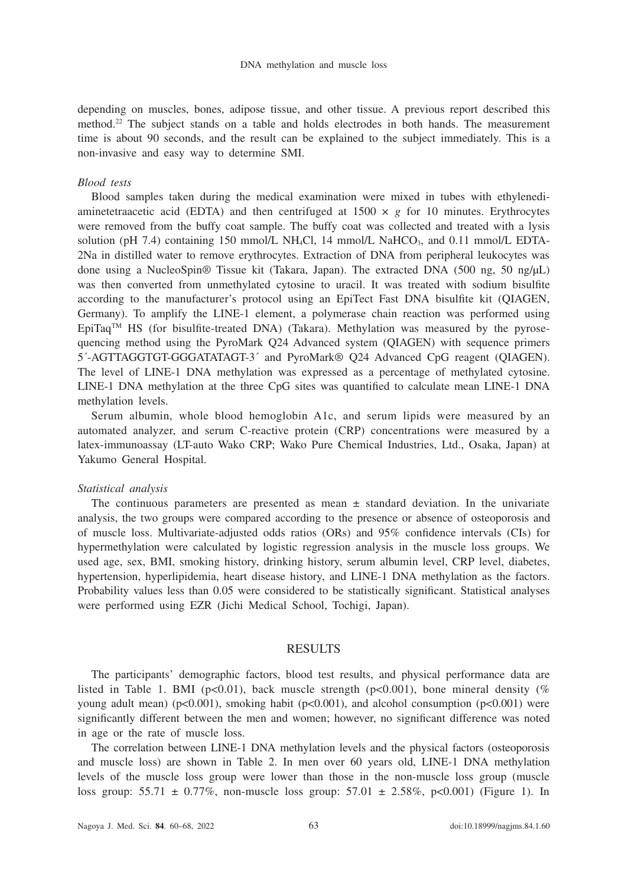depending on muscles, bones, adipose tissue, and other tissue. A previous report described this method.[22] The subject stands on a table and holds electrodes in both hands. The measurement time is about 90 seconds, and the result can be explained to the subject immediately. This is a non-invasive and easy way to determine SMI.

*Blood tests*

Blood samples taken during the medical examination were mixed in tubes with ethylenediaminetetraacetic acid (EDTA) and then centrifuged at 1500 × *g* for 10 minutes. Erythrocytes were removed from the buffy coat sample. The buffy coat was collected and treated with a lysis solution (pH 7.4) containing 150 mmol/L $NH_4Cl$, 14 mmol/L $NaHCO_3$, and 0.11 mmol/L EDTA-2Na in distilled water to remove erythrocytes. Extraction of DNA from peripheral leukocytes was done using a NucleoSpin® Tissue kit (Takara, Japan). The extracted DNA (500 ng, 50 ng/μL) was then converted from unmethylated cytosine to uracil. It was treated with sodium bisulfite according to the manufacturer's protocol using an EpiTect Fast DNA bisulfite kit (QIAGEN, Germany). To amplify the LINE-1 element, a polymerase chain reaction was performed using EpiTaq™ HS (for bisulfite-treated DNA) (Takara). Methylation was measured by the pyrosequencing method using the PyroMark Q24 Advanced system (QIAGEN) with sequence primers 5´-AGTTAGGTGT-GGGATATAGT-3´ and PyroMark® Q24 Advanced CpG reagent (QIAGEN). The level of LINE-1 DNA methylation was expressed as a percentage of methylated cytosine. LINE-1 DNA methylation at the three CpG sites was quantified to calculate mean LINE-1 DNA methylation levels.

Serum albumin, whole blood hemoglobin A1c, and serum lipids were measured by an automated analyzer, and serum C-reactive protein (CRP) concentrations were measured by a latex-immunoassay (LT-auto Wako CRP; Wako Pure Chemical Industries, Ltd., Osaka, Japan) at Yakumo General Hospital.

*Statistical analysis*

The continuous parameters are presented as mean ± standard deviation. In the univariate analysis, the two groups were compared according to the presence or absence of osteoporosis and of muscle loss. Multivariate-adjusted odds ratios (ORs) and 95% confidence intervals (CIs) for hypermethylation were calculated by logistic regression analysis in the muscle loss groups. We used age, sex, BMI, smoking history, drinking history, serum albumin level, CRP level, diabetes, hypertension, hyperlipidemia, heart disease history, and LINE-1 DNA methylation as the factors. Probability values less than 0.05 were considered to be statistically significant. Statistical analyses were performed using EZR (Jichi Medical School, Tochigi, Japan).

## RESULTS

The participants' demographic factors, blood test results, and physical performance data are listed in Table 1. BMI ($p<0.01$), back muscle strength ($p<0.001$), bone mineral density (% young adult mean) ($p<0.001$), smoking habit ($p<0.001$), and alcohol consumption ($p<0.001$) were significantly different between the men and women; however, no significant difference was noted in age or the rate of muscle loss.

The correlation between LINE-1 DNA methylation levels and the physical factors (osteoporosis and muscle loss) are shown in Table 2. In men over 60 years old, LINE-1 DNA methylation levels of the muscle loss group were lower than those in the non-muscle loss group (muscle loss group: 55.71 ± 0.77%, non-muscle loss group: 57.01 ± 2.58%, $p<0.001$) (Figure 1). In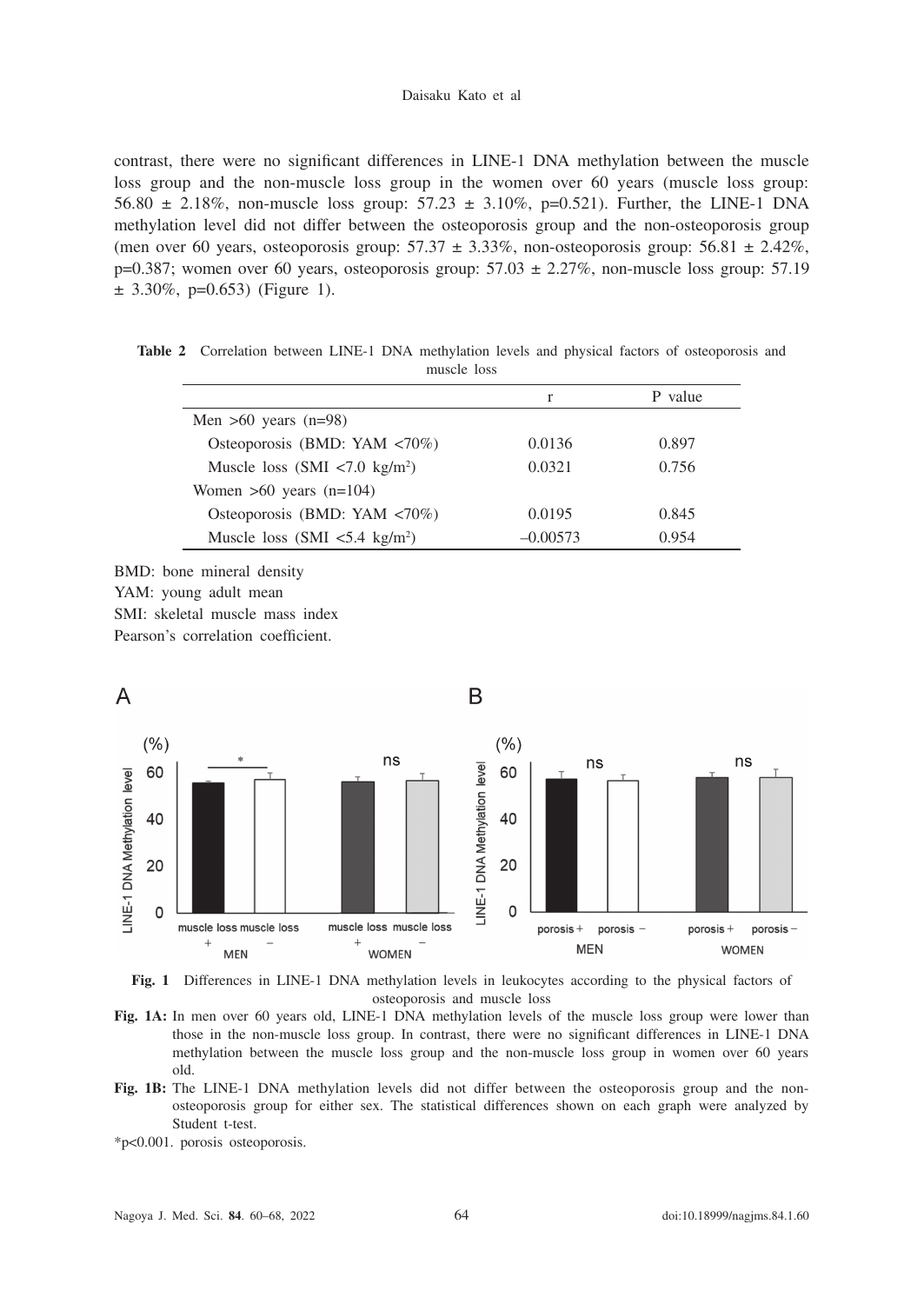contrast, there were no significant differences in LINE-1 DNA methylation between the muscle loss group and the non-muscle loss group in the women over 60 years (muscle loss group: 56.80 ± 2.18%, non-muscle loss group: 57.23 ± 3.10%, p=0.521). Further, the LINE-1 DNA methylation level did not differ between the osteoporosis group and the non-osteoporosis group (men over 60 years, osteoporosis group: 57.37 ± 3.33%, non-osteoporosis group: 56.81 ± 2.42%, p=0.387; women over 60 years, osteoporosis group: 57.03 ± 2.27%, non-muscle loss group: 57.19 ± 3.30%, p=0.653) (Figure 1).

**Table 2** Correlation between LINE-1 DNA methylation levels and physical factors of osteoporosis and muscle loss

| | r | P value |
|---|---|---|
| Men >60 years (n=98) | | |
| Osteoporosis (BMD: YAM <70%) | 0.0136 | 0.897 |
| Muscle loss (SMI <7.0 kg/m$^2$) | 0.0321 | 0.756 |
| Women >60 years (n=104) | | |
| Osteoporosis (BMD: YAM <70%) | 0.0195 | 0.845 |
| Muscle loss (SMI <5.4 kg/m$^2$) | –0.00573 | 0.954 |

BMD: bone mineral density
YAM: young adult mean
SMI: skeletal muscle mass index
Pearson's correlation coefficient.

A

(%)
LINE-1 DNA Methylation level
60
40
20
0
*
ns
muscle loss + muscle loss −
MEN
muscle loss + muscle loss −
WOMEN

B

(%)
LINE-1 DNA Methylation level
60
40
20
0
ns
ns
porosis + porosis −
MEN
porosis + porosis −
WOMEN

**Fig. 1** Differences in LINE-1 DNA methylation levels in leukocytes according to the physical factors of osteoporosis and muscle loss

**Fig. 1A:** In men over 60 years old, LINE-1 DNA methylation levels of the muscle loss group were lower than those in the non-muscle loss group. In contrast, there were no significant differences in LINE-1 DNA methylation between the muscle loss group and the non-muscle loss group in women over 60 years old.

**Fig. 1B:** The LINE-1 DNA methylation levels did not differ between the osteoporosis group and the non-osteoporosis group for either sex. The statistical differences shown on each graph were analyzed by Student t-test.

*p<0.001. porosis osteoporosis.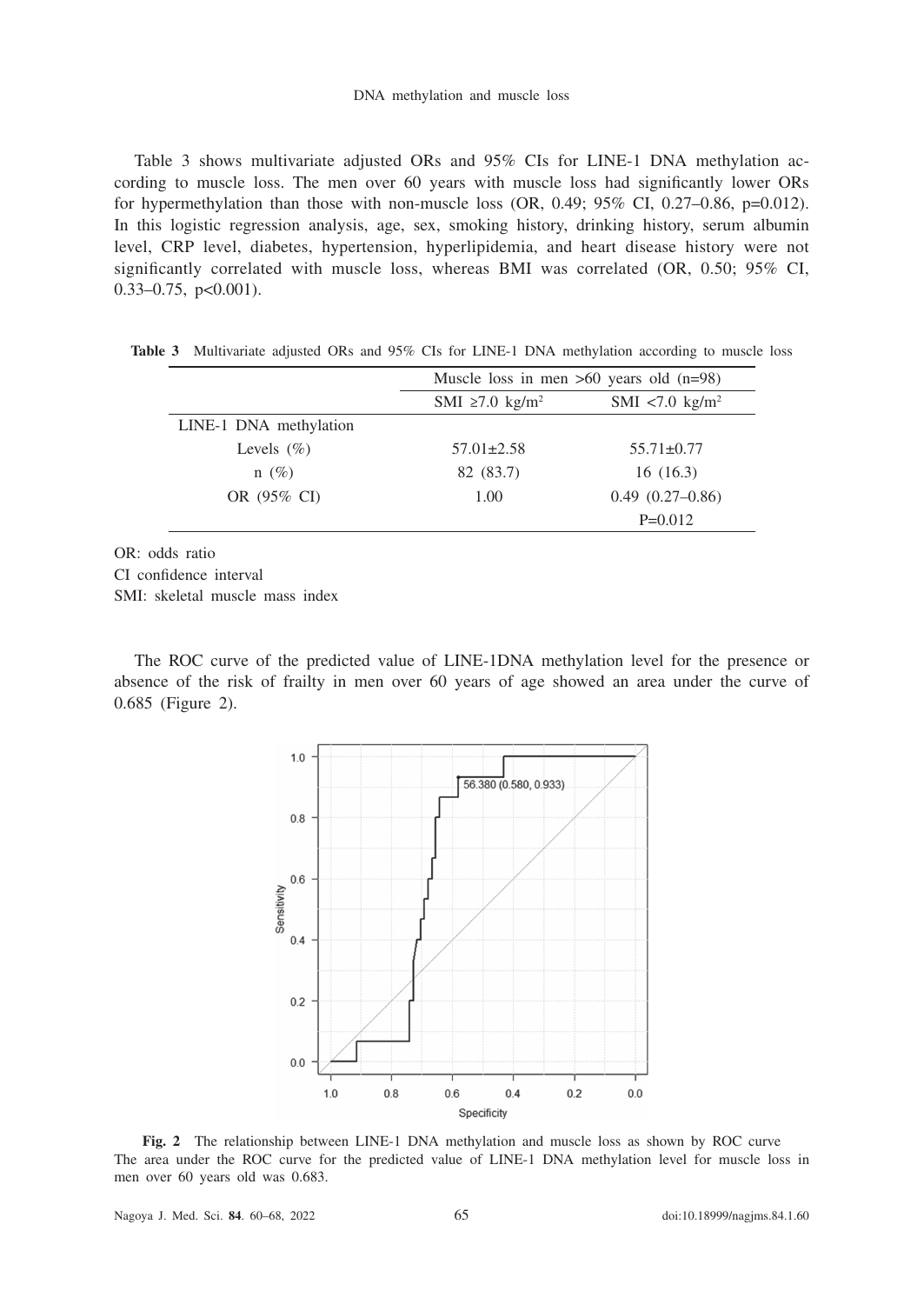Table 3 shows multivariate adjusted ORs and 95% CIs for LINE-1 DNA methylation according to muscle loss. The men over 60 years with muscle loss had significantly lower ORs for hypermethylation than those with non-muscle loss (OR, 0.49; 95% CI, 0.27–0.86, p=0.012). In this logistic regression analysis, age, sex, smoking history, drinking history, serum albumin level, CRP level, diabetes, hypertension, hyperlipidemia, and heart disease history were not significantly correlated with muscle loss, whereas BMI was correlated (OR, 0.50; 95% CI, 0.33–0.75, p<0.001).

**Table 3** Multivariate adjusted ORs and 95% CIs for LINE-1 DNA methylation according to muscle loss

| | Muscle loss in men >60 years old (n=98) | |
|---|---|---|
| | SMI ≥7.0 $kg/m^2$ | SMI <7.0 $kg/m^2$ |
| LINE-1 DNA methylation | | |
| Levels (%) | 57.01±2.58 | 55.71±0.77 |
| n (%) | 82 (83.7) | 16 (16.3) |
| OR (95% CI) | 1.00 | 0.49 (0.27–0.86) |
| | | P=0.012 |

OR: odds ratio
CI confidence interval
SMI: skeletal muscle mass index

The ROC curve of the predicted value of LINE-1DNA methylation level for the presence or absence of the risk of frailty in men over 60 years of age showed an area under the curve of 0.685 (Figure 2).

56.380 (0.580, 0.933)
Sensitivity
Specificity
1.0
0.8
0.6
0.4
0.2
0.0

**Fig. 2** The relationship between LINE-1 DNA methylation and muscle loss as shown by ROC curve
The area under the ROC curve for the predicted value of LINE-1 DNA methylation level for muscle loss in men over 60 years old was 0.683.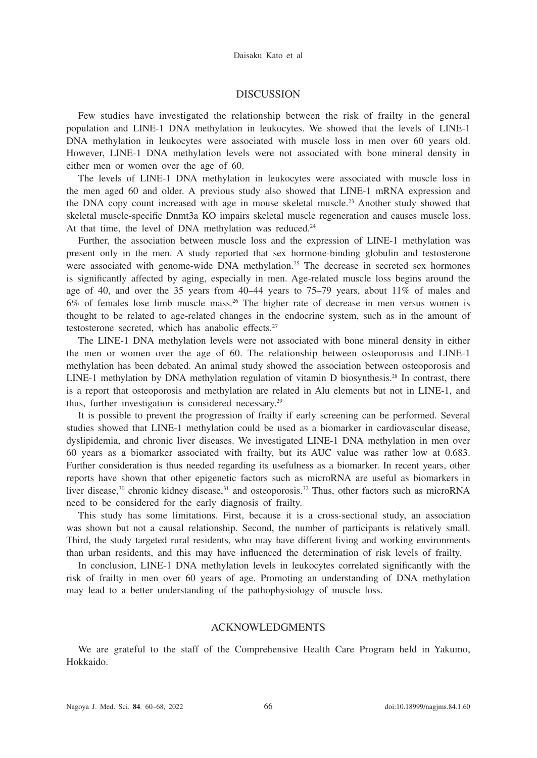## DISCUSSION

Few studies have investigated the relationship between the risk of frailty in the general population and LINE-1 DNA methylation in leukocytes. We showed that the levels of LINE-1 DNA methylation in leukocytes were associated with muscle loss in men over 60 years old. However, LINE-1 DNA methylation levels were not associated with bone mineral density in either men or women over the age of 60.

The levels of LINE-1 DNA methylation in leukocytes were associated with muscle loss in the men aged 60 and older. A previous study also showed that LINE-1 mRNA expression and the DNA copy count increased with age in mouse skeletal muscle.[23] Another study showed that skeletal muscle-specific Dnmt3a KO impairs skeletal muscle regeneration and causes muscle loss. At that time, the level of DNA methylation was reduced.[24]

Further, the association between muscle loss and the expression of LINE-1 methylation was present only in the men. A study reported that sex hormone-binding globulin and testosterone were associated with genome-wide DNA methylation.[25] The decrease in secreted sex hormones is significantly affected by aging, especially in men. Age-related muscle loss begins around the age of 40, and over the 35 years from 40–44 years to 75–79 years, about 11% of males and 6% of females lose limb muscle mass.[26] The higher rate of decrease in men versus women is thought to be related to age-related changes in the endocrine system, such as in the amount of testosterone secreted, which has anabolic effects.[27]

The LINE-1 DNA methylation levels were not associated with bone mineral density in either the men or women over the age of 60. The relationship between osteoporosis and LINE-1 methylation has been debated. An animal study showed the association between osteoporosis and LINE-1 methylation by DNA methylation regulation of vitamin D biosynthesis.[28] In contrast, there is a report that osteoporosis and methylation are related in Alu elements but not in LINE-1, and thus, further investigation is considered necessary.[29]

It is possible to prevent the progression of frailty if early screening can be performed. Several studies showed that LINE-1 methylation could be used as a biomarker in cardiovascular disease, dyslipidemia, and chronic liver diseases. We investigated LINE-1 DNA methylation in men over 60 years as a biomarker associated with frailty, but its AUC value was rather low at 0.683. Further consideration is thus needed regarding its usefulness as a biomarker. In recent years, other reports have shown that other epigenetic factors such as microRNA are useful as biomarkers in liver disease,[30] chronic kidney disease,[31] and osteoporosis.[32] Thus, other factors such as microRNA need to be considered for the early diagnosis of frailty.

This study has some limitations. First, because it is a cross-sectional study, an association was shown but not a causal relationship. Second, the number of participants is relatively small. Third, the study targeted rural residents, who may have different living and working environments than urban residents, and this may have influenced the determination of risk levels of frailty.

In conclusion, LINE-1 DNA methylation levels in leukocytes correlated significantly with the risk of frailty in men over 60 years of age. Promoting an understanding of DNA methylation may lead to a better understanding of the pathophysiology of muscle loss.

## ACKNOWLEDGMENTS

We are grateful to the staff of the Comprehensive Health Care Program held in Yakumo, Hokkaido.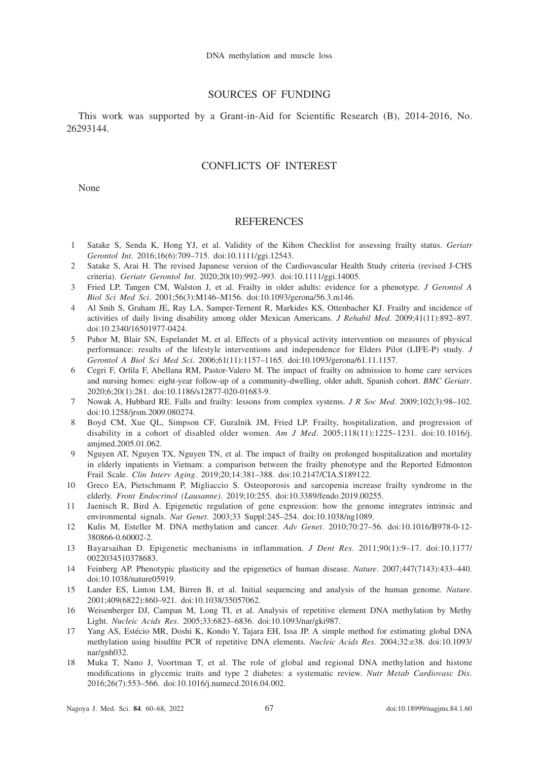## SOURCES OF FUNDING

This work was supported by a Grant-in-Aid for Scientific Research (B), 2014-2016, No. 26293144.

## CONFLICTS OF INTEREST

None

## REFERENCES

1. Satake S, Senda K, Hong YJ, et al. Validity of the Kihon Checklist for assessing frailty status. *Geriatr Gerontol Int*. 2016;16(6):709–715. doi:10.1111/ggi.12543.
2. Satake S, Arai H. The revised Japanese version of the Cardiovascular Health Study criteria (revised J-CHS criteria). *Geriatr Gerontol Int*. 2020;20(10):992–993. doi:10.1111/ggi.14005.
3. Fried LP, Tangen CM, Walston J, et al. Frailty in older adults: evidence for a phenotype. *J Gerontol A Biol Sci Med Sci*. 2001;56(3):M146–M156. doi:10.1093/gerona/56.3.m146.
4. Al Snih S, Graham JE, Ray LA, Samper-Ternent R, Markides KS, Ottenbacher KJ. Frailty and incidence of activities of daily living disability among older Mexican Americans. *J Rehabil Med*. 2009;41(11):892–897. doi:10.2340/16501977-0424.
5. Pahor M, Blair SN, Espelandet M, et al. Effects of a physical activity intervention on measures of physical performance: results of the lifestyle interventions and independence for Elders Pilot (LIFE-P) study. *J Gerontol A Biol Sci Med Sci*. 2006;61(11):1157–1165. doi:10.1093/gerona/61.11.1157.
6. Cegri F, Orfila F, Abellana RM, Pastor-Valero M. The impact of frailty on admission to home care services and nursing homes: eight-year follow-up of a community-dwelling, older adult, Spanish cohort. *BMC Geriatr*. 2020;6;20(1):281. doi:10.1186/s12877-020-01683-9.
7. Nowak A, Hubbard RE. Falls and frailty: lessons from complex systems. *J R Soc Med*. 2009;102(3):98–102. doi:10.1258/jrsm.2009.080274.
8. Boyd CM, Xue QL, Simpson CF, Guralnik JM, Fried LP. Frailty, hospitalization, and progression of disability in a cohort of disabled older women. *Am J Med*. 2005;118(11):1225–1231. doi:10.1016/j.amjmed.2005.01.062.
9. Nguyen AT, Nguyen TX, Nguyen TN, et al. The impact of frailty on prolonged hospitalization and mortality in elderly inpatients in Vietnam: a comparison between the frailty phenotype and the Reported Edmonton Frail Scale. *Clin Interv Aging*. 2019;20;14:381–388. doi:10.2147/CIA.S189122.
10. Greco EA, Pietschmann P, Migliaccio S. Osteoporosis and sarcopenia increase frailty syndrome in the elderly. *Front Endocrinol (Lausanne)*. 2019;10:255. doi:10.3389/fendo.2019.00255.
11. Jaenisch R, Bird A. Epigenetic regulation of gene expression: how the genome integrates intrinsic and environmental signals. *Nat Genet*. 2003;33 Suppl:245–254. doi:10.1038/ng1089.
12. Kulis M, Esteller M. DNA methylation and cancer. *Adv Genet*. 2010;70:27–56. doi:10.1016/B978-0-12-380866-0.60002-2.
13. Bayarsaihan D. Epigenetic mechanisms in inflammation. *J Dent Res*. 2011;90(1):9–17. doi:10.1177/0022034510378683.
14. Feinberg AP. Phenotypic plasticity and the epigenetics of human disease. *Nature*. 2007;447(7143):433–440. doi:10.1038/nature05919.
15. Lander ES, Linton LM, Birren B, et al. Initial sequencing and analysis of the human genome. *Nature*. 2001;409(6822):860–921. doi:10.1038/35057062.
16. Weisenberger DJ, Campan M, Long TI, et al. Analysis of repetitive element DNA methylation by Methy Light. *Nucleic Acids Res*. 2005;33:6823–6836. doi:10.1093/nar/gki987.
17. Yang AS, Estécio MR, Doshi K, Kondo Y, Tajara EH, Issa JP. A simple method for estimating global DNA methylation using bisulfite PCR of repetitive DNA elements. *Nucleic Acids Res*. 2004;32:e38. doi:10.1093/nar/gnh032.
18. Muka T, Nano J, Voortman T, et al. The role of global and regional DNA methylation and histone modifications in glycemic traits and type 2 diabetes: a systematic review. *Nutr Metab Cardiovasc Dis*. 2016;26(7):553–566. doi:10.1016/j.numecd.2016.04.002.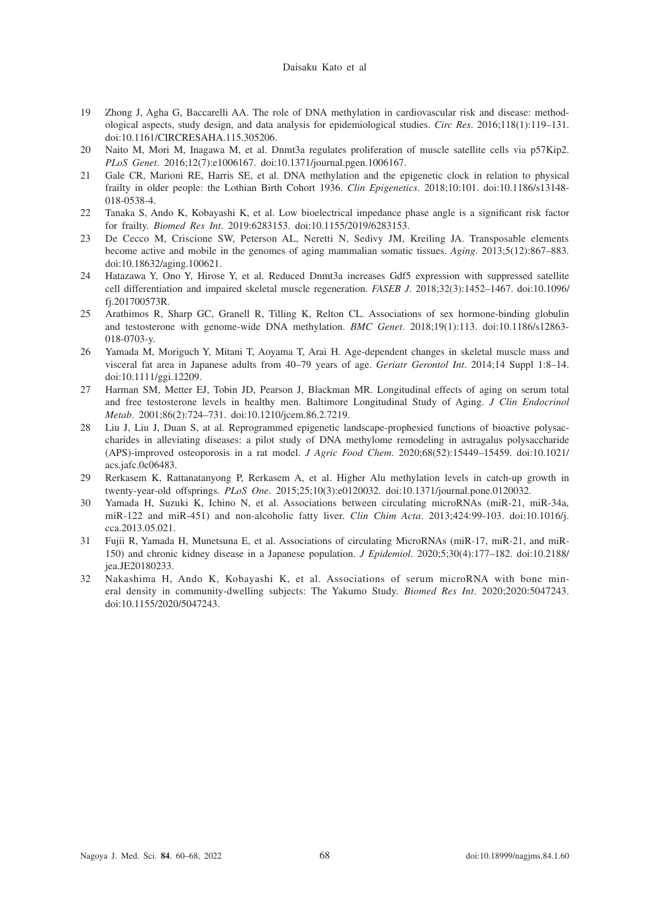19 Zhong J, Agha G, Baccarelli AA. The role of DNA methylation in cardiovascular risk and disease: methodological aspects, study design, and data analysis for epidemiological studies. *Circ Res*. 2016;118(1):119–131. doi:10.1161/CIRCRESAHA.115.305206.

20 Naito M, Mori M, Inagawa M, et al. Dnmt3a regulates proliferation of muscle satellite cells via p57Kip2. *PLoS Genet*. 2016;12(7):e1006167. doi:10.1371/journal.pgen.1006167.

21 Gale CR, Marioni RE, Harris SE, et al. DNA methylation and the epigenetic clock in relation to physical frailty in older people: the Lothian Birth Cohort 1936. *Clin Epigenetics*. 2018;10:101. doi:10.1186/s13148-018-0538-4.

22 Tanaka S, Ando K, Kobayashi K, et al. Low bioelectrical impedance phase angle is a significant risk factor for frailty. *Biomed Res Int*. 2019:6283153. doi:10.1155/2019/6283153.

23 De Cecco M, Criscione SW, Peterson AL, Neretti N, Sedivy JM, Kreiling JA. Transposable elements become active and mobile in the genomes of aging mammalian somatic tissues. *Aging*. 2013;5(12):867–883. doi:10.18632/aging.100621.

24 Hatazawa Y, Ono Y, Hirose Y, et al. Reduced Dnmt3a increases Gdf5 expression with suppressed satellite cell differentiation and impaired skeletal muscle regeneration. *FASEB J*. 2018;32(3):1452–1467. doi:10.1096/fj.201700573R.

25 Arathimos R, Sharp GC, Granell R, Tilling K, Relton CL. Associations of sex hormone-binding globulin and testosterone with genome-wide DNA methylation. *BMC Genet*. 2018;19(1):113. doi:10.1186/s12863-018-0703-y.

26 Yamada M, Moriguch Y, Mitani T, Aoyama T, Arai H. Age-dependent changes in skeletal muscle mass and visceral fat area in Japanese adults from 40–79 years of age. *Geriatr Gerontol Int*. 2014;14 Suppl 1:8–14. doi:10.1111/ggi.12209.

27 Harman SM, Metter EJ, Tobin JD, Pearson J, Blackman MR. Longitudinal effects of aging on serum total and free testosterone levels in healthy men. Baltimore Longitudinal Study of Aging. *J Clin Endocrinol Metab*. 2001;86(2):724–731. doi:10.1210/jcem.86.2.7219.

28 Liu J, Liu J, Duan S, at al. Reprogrammed epigenetic landscape-prophesied functions of bioactive polysaccharides in alleviating diseases: a pilot study of DNA methylome remodeling in astragalus polysaccharide (APS)-improved osteoporosis in a rat model. *J Agric Food Chem*. 2020;68(52):15449–15459. doi:10.1021/acs.jafc.0c06483.

29 Rerkasem K, Rattanatanyong P, Rerkasem A, et al. Higher Alu methylation levels in catch-up growth in twenty-year-old offsprings. *PLoS One*. 2015;25;10(3):e0120032. doi:10.1371/journal.pone.0120032.

30 Yamada H, Suzuki K, Ichino N, et al. Associations between circulating microRNAs (miR-21, miR-34a, miR-122 and miR-451) and non-alcoholic fatty liver. *Clin Chim Acta*. 2013;424:99-103. doi:10.1016/j.cca.2013.05.021.

31 Fujii R, Yamada H, Munetsuna E, et al. Associations of circulating MicroRNAs (miR-17, miR-21, and miR-150) and chronic kidney disease in a Japanese population. *J Epidemiol*. 2020;5;30(4):177–182. doi:10.2188/jea.JE20180233.

32 Nakashima H, Ando K, Kobayashi K, et al. Associations of serum microRNA with bone mineral density in community-dwelling subjects: The Yakumo Study. *Biomed Res Int*. 2020;2020:5047243. doi:10.1155/2020/5047243.